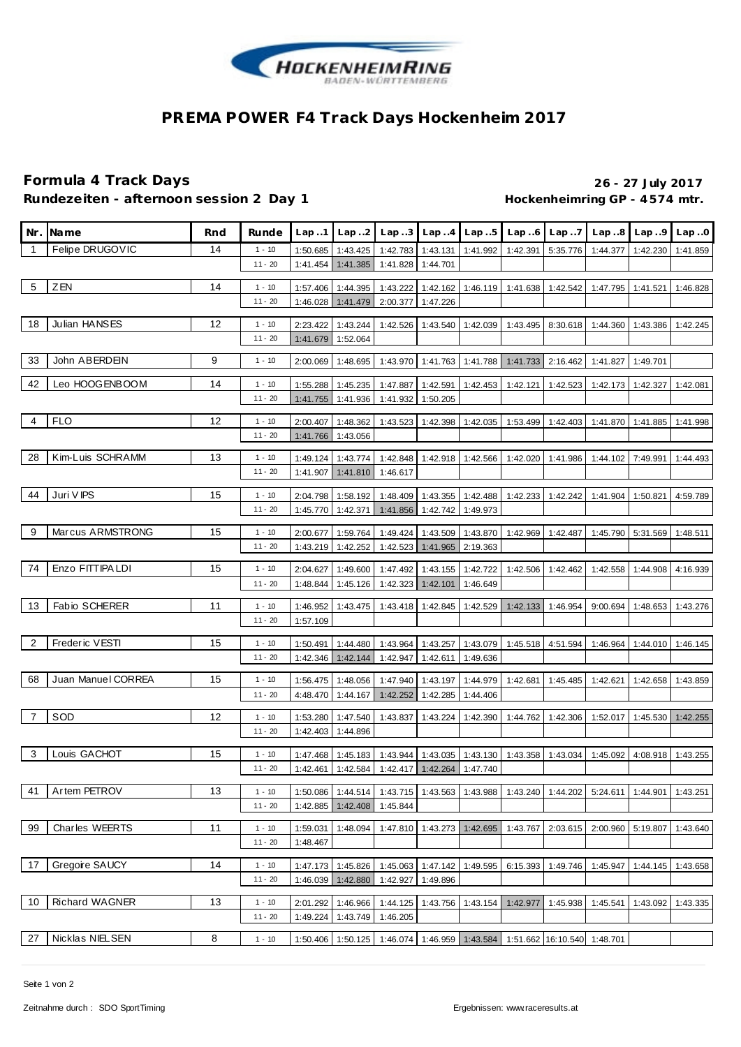# PREMA POWER F4 Track Days Hockenheim 2017

## Formula 4 Track Days

**26 - 27 July 2017**

**Rundezeiten - afternoon session 2 Day 1**

**Hockenheimring GP - 4574 mtr.**

| Nr. | Name | Rnd | Runde | Lap..1 | Lap..2 | Lap..3 | Lap..4 | Lap..5 | Lap..6 | Lap..7 | Lap..8 | Lap..9 | Lap..0 |
|---|---|---|---|---|---|---|---|---|---|---|---|---|---|
| 1 | Felipe DRUGOVIC | 14 | 1 - 10 | 1:50.685 | 1:43.425 | 1:42.783 | 1:43.131 | 1:41.992 | 1:42.391 | 5:35.776 | 1:44.377 | 1:42.230 | 1:41.859 |
| | | | 11 - 20 | 1:41.454 | 1:41.385 | 1:41.828 | 1:44.701 | | | | | | |
| 5 | ZEN | 14 | 1 - 10 | 1:57.406 | 1:44.395 | 1:43.222 | 1:42.162 | 1:46.119 | 1:41.638 | 1:42.542 | 1:47.795 | 1:41.521 | 1:46.828 |
| | | | 11 - 20 | 1:46.028 | 1:41.479 | 2:00.377 | 1:47.226 | | | | | | |
| 18 | Julian HANSES | 12 | 1 - 10 | 2:23.422 | 1:43.244 | 1:42.526 | 1:43.540 | 1:42.039 | 1:43.495 | 8:30.618 | 1:44.360 | 1:43.386 | 1:42.245 |
| | | | 11 - 20 | 1:41.679 | 1:52.064 | | | | | | | | |
| 33 | John ABERDEIN | 9 | 1 - 10 | 2:00.069 | 1:48.695 | 1:43.970 | 1:41.763 | 1:41.788 | 1:41.733 | 2:16.462 | 1:41.827 | 1:49.701 | |
| 42 | Leo HOOGENBOOM | 14 | 1 - 10 | 1:55.288 | 1:45.235 | 1:47.887 | 1:42.591 | 1:42.453 | 1:42.121 | 1:42.523 | 1:42.173 | 1:42.327 | 1:42.081 |
| | | | 11 - 20 | 1:41.755 | 1:41.936 | 1:41.932 | 1:50.205 | | | | | | |
| 4 | FLO | 12 | 1 - 10 | 2:00.407 | 1:48.362 | 1:43.523 | 1:42.398 | 1:42.035 | 1:53.499 | 1:42.403 | 1:41.870 | 1:41.885 | 1:41.998 |
| | | | 11 - 20 | 1:41.766 | 1:43.056 | | | | | | | | |
| 28 | Kim-Luis SCHRAMM | 13 | 1 - 10 | 1:49.124 | 1:43.774 | 1:42.848 | 1:42.918 | 1:42.566 | 1:42.020 | 1:41.986 | 1:44.102 | 7:49.991 | 1:44.493 |
| | | | 11 - 20 | 1:41.907 | 1:41.810 | 1:46.617 | | | | | | | |
| 44 | Juri VIPS | 15 | 1 - 10 | 2:04.798 | 1:58.192 | 1:48.409 | 1:43.355 | 1:42.488 | 1:42.233 | 1:42.242 | 1:41.904 | 1:50.821 | 4:59.789 |
| | | | 11 - 20 | 1:45.770 | 1:42.371 | 1:41.856 | 1:42.742 | 1:49.973 | | | | | |
| 9 | Marcus ARMSTRONG | 15 | 1 - 10 | 2:00.677 | 1:59.764 | 1:49.424 | 1:43.509 | 1:43.870 | 1:42.969 | 1:42.487 | 1:45.790 | 5:31.569 | 1:48.511 |
| | | | 11 - 20 | 1:43.219 | 1:42.252 | 1:42.523 | 1:41.965 | 2:19.363 | | | | | |
| 74 | Enzo FITTIPALDI | 15 | 1 - 10 | 2:04.627 | 1:49.600 | 1:47.492 | 1:43.155 | 1:42.722 | 1:42.506 | 1:42.462 | 1:42.558 | 1:44.908 | 4:16.939 |
| | | | 11 - 20 | 1:48.844 | 1:45.126 | 1:42.323 | 1:42.101 | 1:46.649 | | | | | |
| 13 | Fabio SCHERER | 11 | 1 - 10 | 1:46.952 | 1:43.475 | 1:43.418 | 1:42.845 | 1:42.529 | 1:42.133 | 1:46.954 | 9:00.694 | 1:48.653 | 1:43.276 |
| | | | 11 - 20 | 1:57.109 | | | | | | | | | |
| 2 | Frederic VESTI | 15 | 1 - 10 | 1:50.491 | 1:44.480 | 1:43.964 | 1:43.257 | 1:43.079 | 1:45.518 | 4:51.594 | 1:46.964 | 1:44.010 | 1:46.145 |
| | | | 11 - 20 | 1:42.346 | 1:42.144 | 1:42.947 | 1:42.611 | 1:49.636 | | | | | |
| 68 | Juan Manuel CORREA | 15 | 1 - 10 | 1:56.475 | 1:48.056 | 1:47.940 | 1:43.197 | 1:44.979 | 1:42.681 | 1:45.485 | 1:42.621 | 1:42.658 | 1:43.859 |
| | | | 11 - 20 | 4:48.470 | 1:44.167 | 1:42.252 | 1:42.285 | 1:44.406 | | | | | |
| 7 | SOD | 12 | 1 - 10 | 1:53.280 | 1:47.540 | 1:43.837 | 1:43.224 | 1:42.390 | 1:44.762 | 1:42.306 | 1:52.017 | 1:45.530 | 1:42.255 |
| | | | 11 - 20 | 1:42.403 | 1:44.896 | | | | | | | | |
| 3 | Louis GACHOT | 15 | 1 - 10 | 1:47.468 | 1:45.183 | 1:43.944 | 1:43.035 | 1:43.130 | 1:43.358 | 1:43.034 | 1:45.092 | 4:08.918 | 1:43.255 |
| | | | 11 - 20 | 1:42.461 | 1:42.584 | 1:42.417 | 1:42.264 | 1:47.740 | | | | | |
| 41 | Artem PETROV | 13 | 1 - 10 | 1:50.086 | 1:44.514 | 1:43.715 | 1:43.563 | 1:43.988 | 1:43.240 | 1:44.202 | 5:24.611 | 1:44.901 | 1:43.251 |
| | | | 11 - 20 | 1:42.885 | 1:42.408 | 1:45.844 | | | | | | | |
| 99 | Charles WEERTS | 11 | 1 - 10 | 1:59.031 | 1:48.094 | 1:47.810 | 1:43.273 | 1:42.695 | 1:43.767 | 2:03.615 | 2:00.960 | 5:19.807 | 1:43.640 |
| | | | 11 - 20 | 1:48.467 | | | | | | | | | |
| 17 | Gregoire SAUCY | 14 | 1 - 10 | 1:47.173 | 1:45.826 | 1:45.063 | 1:47.142 | 1:49.595 | 6:15.393 | 1:49.746 | 1:45.947 | 1:44.145 | 1:43.658 |
| | | | 11 - 20 | 1:46.039 | 1:42.880 | 1:42.927 | 1:49.896 | | | | | | |
| 10 | Richard WAGNER | 13 | 1 - 10 | 2:01.292 | 1:46.966 | 1:44.125 | 1:43.756 | 1:43.154 | 1:42.977 | 1:45.938 | 1:45.541 | 1:43.092 | 1:43.335 |
| | | | 11 - 20 | 1:49.224 | 1:43.749 | 1:46.205 | | | | | | | |
| 27 | Nicklas NIELSEN | 8 | 1 - 10 | 1:50.406 | 1:50.125 | 1:46.074 | 1:46.959 | 1:43.584 | 1:51.662 | 16:10.540 | 1:48.701 | | |

Zeitnahme durch : SDO SportTiming

Ergebnissen: www.raceresults.at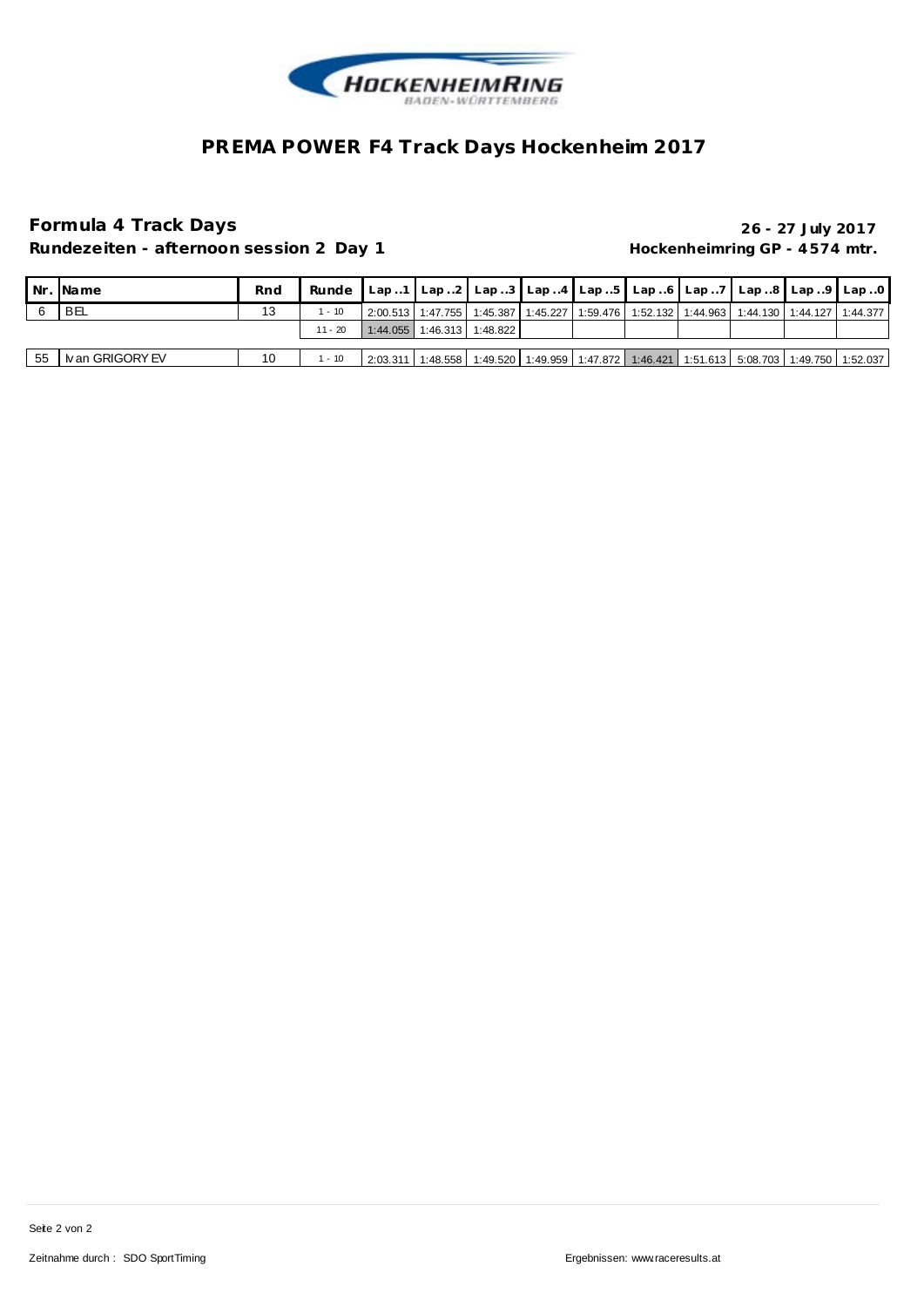HOCKENHEIMRING BADEN-WÜRTTEMBERG

# PREMA POWER F4 Track Days Hockenheim 2017

**Formula 4 Track Days** **26 - 27 July 2017**

**Rundezeiten - afternoon session 2 Day 1** **Hockenheimring GP - 4574 mtr.**

| Nr. | Name | Rnd | Runde | Lap ..1 | Lap ..2 | Lap ..3 | Lap ..4 | Lap ..5 | Lap ..6 | Lap ..7 | Lap ..8 | Lap ..9 | Lap ..0 |
|---|---|---|---|---|---|---|---|---|---|---|---|---|---|
| 6 | BEL | 13 | 1 - 10 | 2:00.513 | 1:47.755 | 1:45.387 | 1:45.227 | 1:59.476 | 1:52.132 | 1:44.963 | 1:44.130 | 1:44.127 | 1:44.377 |
| | | | 11 - 20 | 1:44.055 | 1:46.313 | 1:48.822 | | | | | | | |
| 55 | Ivan GRIGORYEV | 10 | 1 - 10 | 2:03.311 | 1:48.558 | 1:49.520 | 1:49.959 | 1:47.872 | 1:46.421 | 1:51.613 | 5:08.703 | 1:49.750 | 1:52.037 |

Zeitnahme durch : SDO SportTiming

Ergebnissen: www.raceresults.at